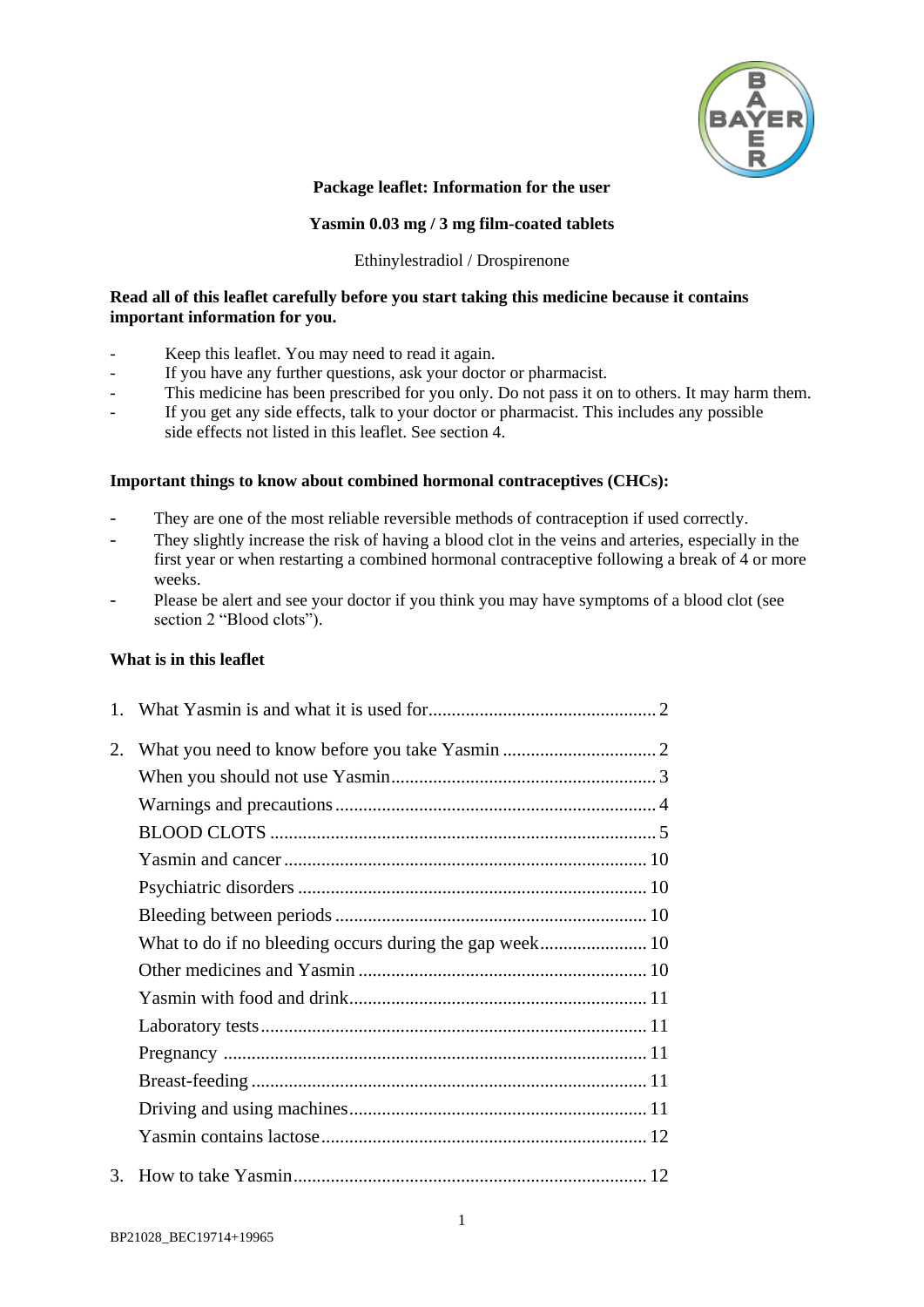**Package leaflet: Information for the user**

**Yasmin 0.03 mg / 3 mg film-coated tablets**

Ethinylestradiol / Drospirenone

**Read all of this leaflet carefully before you start taking this medicine because it contains important information for you.**

- Keep this leaflet. You may need to read it again.
- If you have any further questions, ask your doctor or pharmacist.
- This medicine has been prescribed for you only. Do not pass it on to others. It may harm them.
- If you get any side effects, talk to your doctor or pharmacist. This includes any possible side effects not listed in this leaflet. See section 4.

**Important things to know about combined hormonal contraceptives (CHCs):**

- They are one of the most reliable reversible methods of contraception if used correctly.
- They slightly increase the risk of having a blood clot in the veins and arteries, especially in the first year or when restarting a combined hormonal contraceptive following a break of 4 or more weeks.
- Please be alert and see your doctor if you think you may have symptoms of a blood clot (see section 2 “Blood clots”).

**What is in this leaflet**

1. What Yasmin is and what it is used for ........ 2
2. What you need to know before you take Yasmin ........ 2
   - When you should not use Yasmin ........ 3
   - Warnings and precautions ........ 4
   - BLOOD CLOTS ........ 5
   - Yasmin and cancer ........ 10
   - Psychiatric disorders ........ 10
   - Bleeding between periods ........ 10
   - What to do if no bleeding occurs during the gap week ........ 10
   - Other medicines and Yasmin ........ 10
   - Yasmin with food and drink ........ 11
   - Laboratory tests ........ 11
   - Pregnancy ........ 11
   - Breast-feeding ........ 11
   - Driving and using machines ........ 11
   - Yasmin contains lactose ........ 12
3. How to take Yasmin ........ 12

BP21028_BEC19714+19965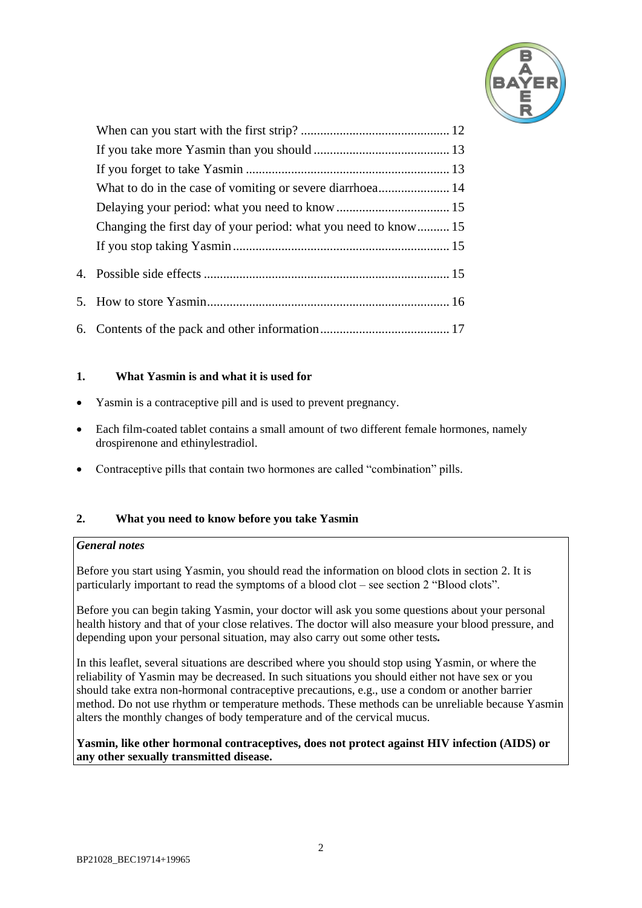When can you start with the first strip? ............................................. 12
If you take more Yasmin than you should .......................................... 13
If you forget to take Yasmin .............................................................. 13
What to do in the case of vomiting or severe diarrhoea...................... 14
Delaying your period: what you need to know .................................. 15
Changing the first day of your period: what you need to know.......... 15
If you stop taking Yasmin .................................................................. 15

4. Possible side effects ........................................................................... 15

5. How to store Yasmin........................................................................... 16

6. Contents of the pack and other information........................................ 17

## 1. What Yasmin is and what it is used for

- Yasmin is a contraceptive pill and is used to prevent pregnancy.
- Each film-coated tablet contains a small amount of two different female hormones, namely drospirenone and ethinylestradiol.
- Contraceptive pills that contain two hormones are called "combination" pills.

## 2. What you need to know before you take Yasmin

***General notes***

Before you start using Yasmin, you should read the information on blood clots in section 2. It is particularly important to read the symptoms of a blood clot – see section 2 "Blood clots".

Before you can begin taking Yasmin, your doctor will ask you some questions about your personal health history and that of your close relatives. The doctor will also measure your blood pressure, and depending upon your personal situation, may also carry out some other tests**.**

In this leaflet, several situations are described where you should stop using Yasmin, or where the reliability of Yasmin may be decreased. In such situations you should either not have sex or you should take extra non-hormonal contraceptive precautions, e.g., use a condom or another barrier method. Do not use rhythm or temperature methods. These methods can be unreliable because Yasmin alters the monthly changes of body temperature and of the cervical mucus.

**Yasmin, like other hormonal contraceptives, does not protect against HIV infection (AIDS) or any other sexually transmitted disease.**

BP21028_BEC19714+19965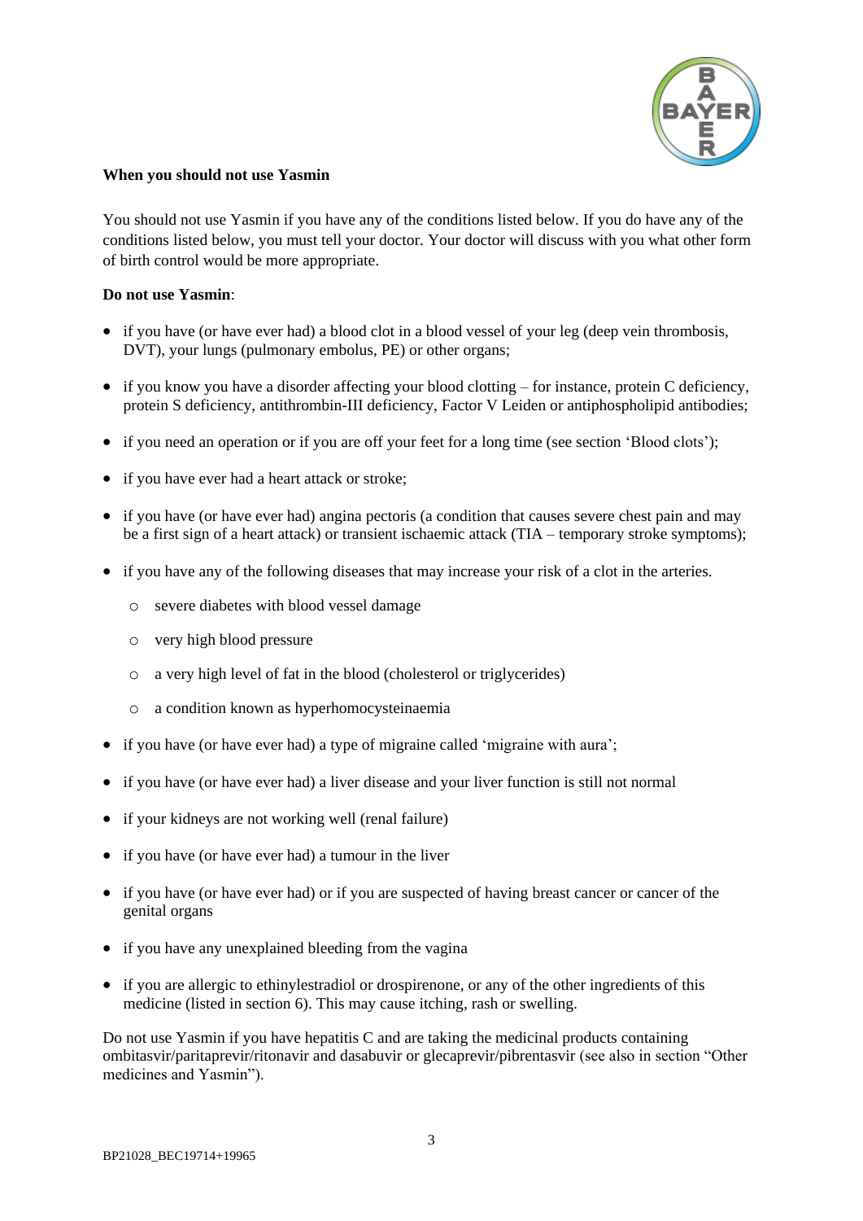**When you should not use Yasmin**

You should not use Yasmin if you have any of the conditions listed below. If you do have any of the conditions listed below, you must tell your doctor. Your doctor will discuss with you what other form of birth control would be more appropriate.

**Do not use Yasmin**:

- if you have (or have ever had) a blood clot in a blood vessel of your leg (deep vein thrombosis, DVT), your lungs (pulmonary embolus, PE) or other organs;
- if you know you have a disorder affecting your blood clotting – for instance, protein C deficiency, protein S deficiency, antithrombin-III deficiency, Factor V Leiden or antiphospholipid antibodies;
- if you need an operation or if you are off your feet for a long time (see section 'Blood clots');
- if you have ever had a heart attack or stroke;
- if you have (or have ever had) angina pectoris (a condition that causes severe chest pain and may be a first sign of a heart attack) or transient ischaemic attack (TIA – temporary stroke symptoms);
- if you have any of the following diseases that may increase your risk of a clot in the arteries.
    - severe diabetes with blood vessel damage
    - very high blood pressure
    - a very high level of fat in the blood (cholesterol or triglycerides)
    - a condition known as hyperhomocysteinaemia
- if you have (or have ever had) a type of migraine called 'migraine with aura';
- if you have (or have ever had) a liver disease and your liver function is still not normal
- if your kidneys are not working well (renal failure)
- if you have (or have ever had) a tumour in the liver
- if you have (or have ever had) or if you are suspected of having breast cancer or cancer of the genital organs
- if you have any unexplained bleeding from the vagina
- if you are allergic to ethinylestradiol or drospirenone, or any of the other ingredients of this medicine (listed in section 6). This may cause itching, rash or swelling.

Do not use Yasmin if you have hepatitis C and are taking the medicinal products containing ombitasvir/paritaprevir/ritonavir and dasabuvir or glecaprevir/pibrentasvir (see also in section "Other medicines and Yasmin").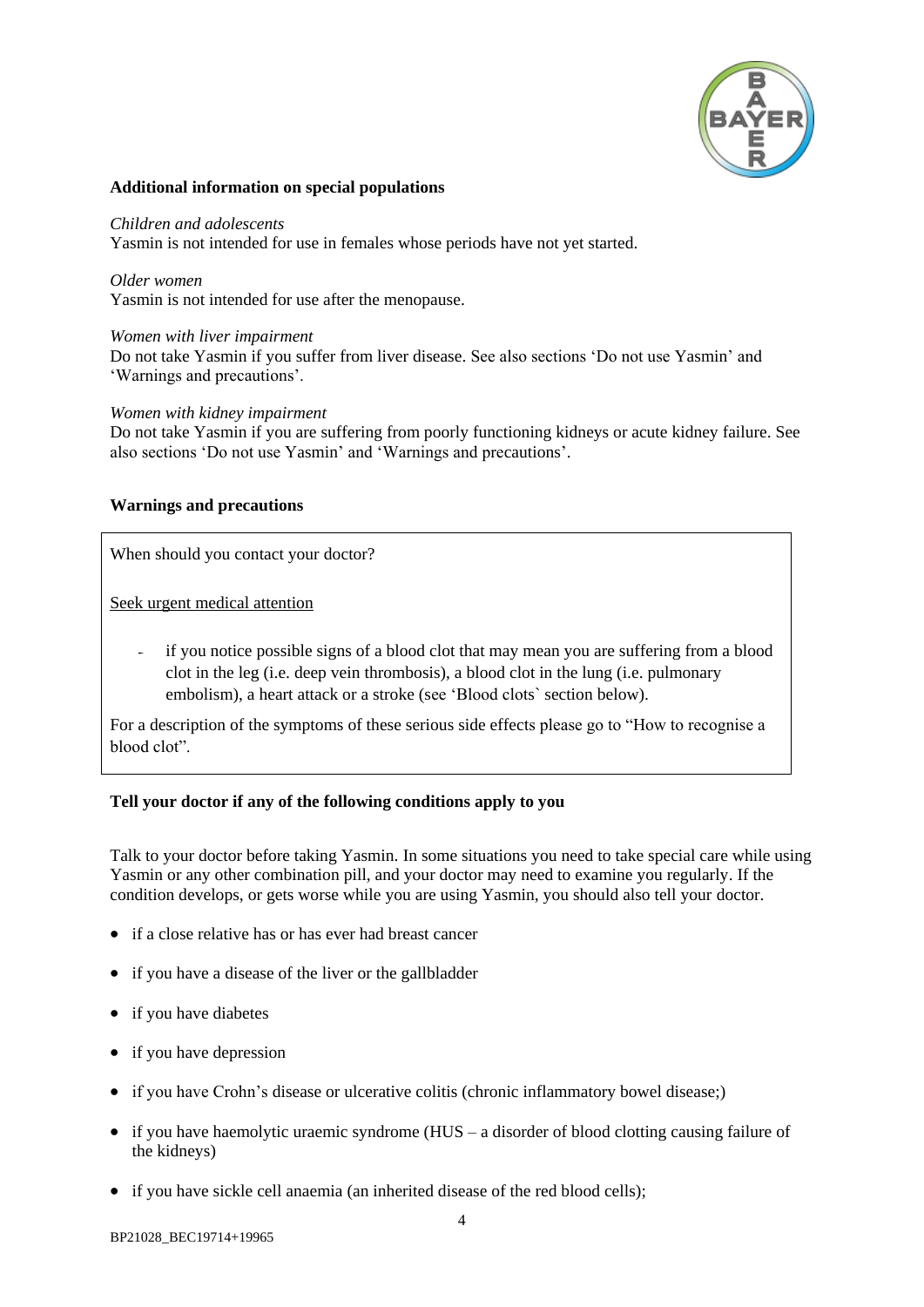**Additional information on special populations**

*Children and adolescents*
Yasmin is not intended for use in females whose periods have not yet started.

*Older women*
Yasmin is not intended for use after the menopause.

*Women with liver impairment*
Do not take Yasmin if you suffer from liver disease. See also sections 'Do not use Yasmin' and 'Warnings and precautions'.

*Women with kidney impairment*
Do not take Yasmin if you are suffering from poorly functioning kidneys or acute kidney failure. See also sections 'Do not use Yasmin' and 'Warnings and precautions'.

**Warnings and precautions**

> When should you contact your doctor?
>
> Seek urgent medical attention
>
> - if you notice possible signs of a blood clot that may mean you are suffering from a blood clot in the leg (i.e. deep vein thrombosis), a blood clot in the lung (i.e. pulmonary embolism), a heart attack or a stroke (see 'Blood clots` section below).
>
> For a description of the symptoms of these serious side effects please go to "How to recognise a blood clot".

**Tell your doctor if any of the following conditions apply to you**

Talk to your doctor before taking Yasmin. In some situations you need to take special care while using Yasmin or any other combination pill, and your doctor may need to examine you regularly. If the condition develops, or gets worse while you are using Yasmin, you should also tell your doctor.

- if a close relative has or has ever had breast cancer
- if you have a disease of the liver or the gallbladder
- if you have diabetes
- if you have depression
- if you have Crohn's disease or ulcerative colitis (chronic inflammatory bowel disease;)
- if you have haemolytic uraemic syndrome (HUS – a disorder of blood clotting causing failure of the kidneys)
- if you have sickle cell anaemia (an inherited disease of the red blood cells);

BP21028_BEC19714+19965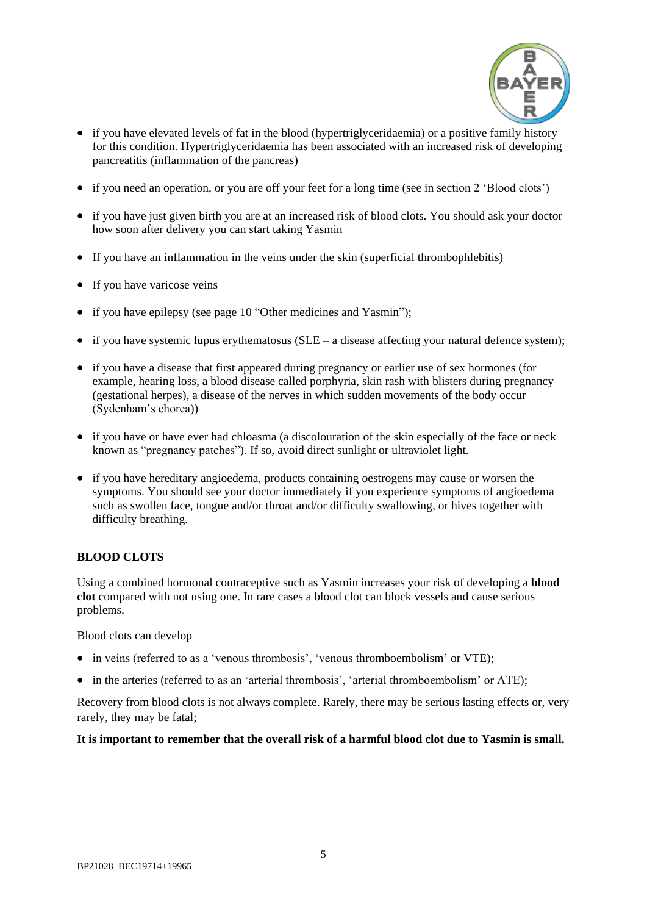- if you have elevated levels of fat in the blood (hypertriglyceridaemia) or a positive family history for this condition. Hypertriglyceridaemia has been associated with an increased risk of developing pancreatitis (inflammation of the pancreas)
- if you need an operation, or you are off your feet for a long time (see in section 2 'Blood clots')
- if you have just given birth you are at an increased risk of blood clots. You should ask your doctor how soon after delivery you can start taking Yasmin
- If you have an inflammation in the veins under the skin (superficial thrombophlebitis)
- If you have varicose veins
- if you have epilepsy (see page 10 "Other medicines and Yasmin");
- if you have systemic lupus erythematosus (SLE – a disease affecting your natural defence system);
- if you have a disease that first appeared during pregnancy or earlier use of sex hormones (for example, hearing loss, a blood disease called porphyria, skin rash with blisters during pregnancy (gestational herpes), a disease of the nerves in which sudden movements of the body occur (Sydenham's chorea))
- if you have or have ever had chloasma (a discolouration of the skin especially of the face or neck known as "pregnancy patches"). If so, avoid direct sunlight or ultraviolet light.
- if you have hereditary angioedema, products containing oestrogens may cause or worsen the symptoms. You should see your doctor immediately if you experience symptoms of angioedema such as swollen face, tongue and/or throat and/or difficulty swallowing, or hives together with difficulty breathing.

## BLOOD CLOTS

Using a combined hormonal contraceptive such as Yasmin increases your risk of developing a **blood clot** compared with not using one. In rare cases a blood clot can block vessels and cause serious problems.

Blood clots can develop

- in veins (referred to as a 'venous thrombosis', 'venous thromboembolism' or VTE);
- in the arteries (referred to as an 'arterial thrombosis', 'arterial thromboembolism' or ATE);

Recovery from blood clots is not always complete. Rarely, there may be serious lasting effects or, very rarely, they may be fatal;

**It is important to remember that the overall risk of a harmful blood clot due to Yasmin is small.**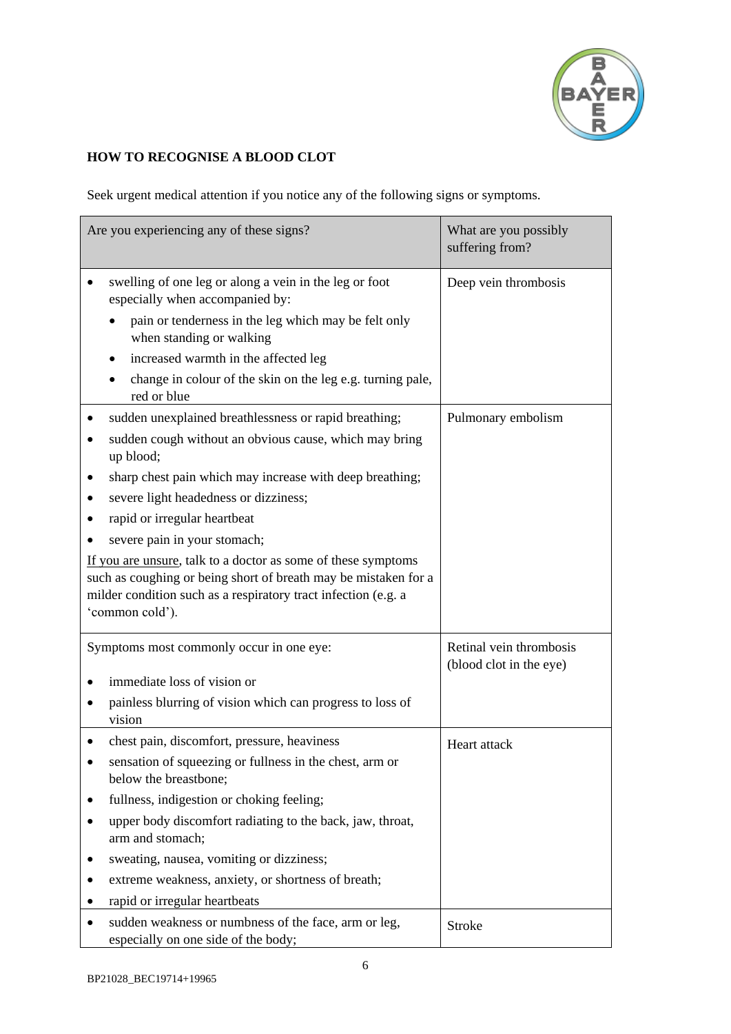**HOW TO RECOGNISE A BLOOD CLOT**

Seek urgent medical attention if you notice any of the following signs or symptoms.

| Are you experiencing any of these signs? | What are you possibly suffering from? |
|---|---|
| • swelling of one leg or along a vein in the leg or foot especially when accompanied by:<br>  ◦ pain or tenderness in the leg which may be felt only when standing or walking<br>  ◦ increased warmth in the affected leg<br>  ◦ change in colour of the skin on the leg e.g. turning pale, red or blue | Deep vein thrombosis |
| • sudden unexplained breathlessness or rapid breathing;<br>• sudden cough without an obvious cause, which may bring up blood;<br>• sharp chest pain which may increase with deep breathing;<br>• severe light headedness or dizziness;<br>• rapid or irregular heartbeat<br>• severe pain in your stomach;<br><u>If you are unsure</u>, talk to a doctor as some of these symptoms such as coughing or being short of breath may be mistaken for a milder condition such as a respiratory tract infection (e.g. a 'common cold'). | Pulmonary embolism |
| Symptoms most commonly occur in one eye:<br>• immediate loss of vision or<br>• painless blurring of vision which can progress to loss of vision | Retinal vein thrombosis (blood clot in the eye) |
| • chest pain, discomfort, pressure, heaviness<br>• sensation of squeezing or fullness in the chest, arm or below the breastbone;<br>• fullness, indigestion or choking feeling;<br>• upper body discomfort radiating to the back, jaw, throat, arm and stomach;<br>• sweating, nausea, vomiting or dizziness;<br>• extreme weakness, anxiety, or shortness of breath;<br>• rapid or irregular heartbeats | Heart attack |
| • sudden weakness or numbness of the face, arm or leg, especially on one side of the body; | Stroke |

BP21028_BEC19714+19965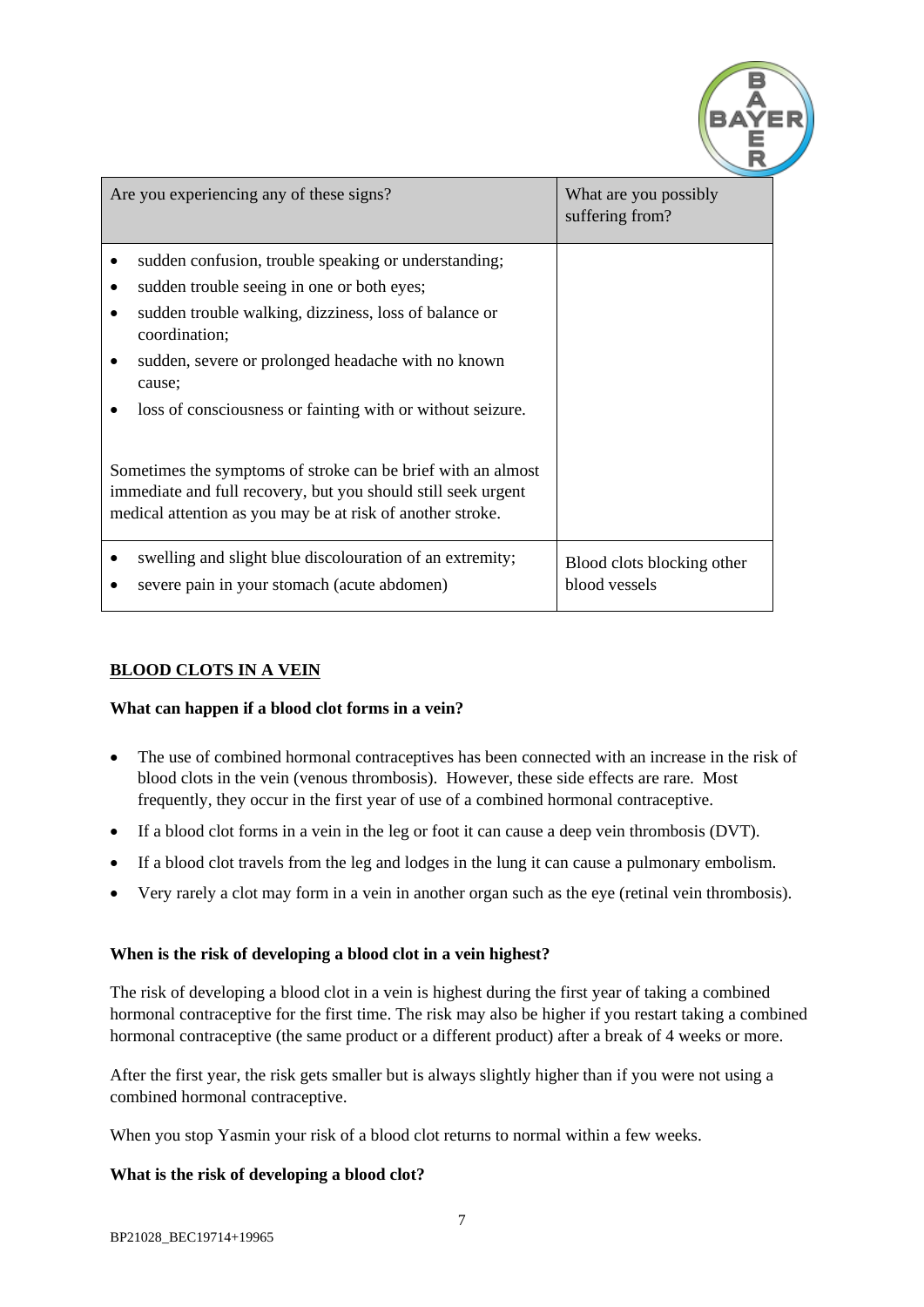| Are you experiencing any of these signs? | What are you possibly suffering from? |
|---|---|
| • sudden confusion, trouble speaking or understanding;<br>• sudden trouble seeing in one or both eyes;<br>• sudden trouble walking, dizziness, loss of balance or coordination;<br>• sudden, severe or prolonged headache with no known cause;<br>• loss of consciousness or fainting with or without seizure.<br><br>Sometimes the symptoms of stroke can be brief with an almost immediate and full recovery, but you should still seek urgent medical attention as you may be at risk of another stroke. | |
| • swelling and slight blue discolouration of an extremity;<br>• severe pain in your stomach (acute abdomen) | Blood clots blocking other blood vessels |

## BLOOD CLOTS IN A VEIN

**What can happen if a blood clot forms in a vein?**

- The use of combined hormonal contraceptives has been connected with an increase in the risk of blood clots in the vein (venous thrombosis). However, these side effects are rare. Most frequently, they occur in the first year of use of a combined hormonal contraceptive.
- If a blood clot forms in a vein in the leg or foot it can cause a deep vein thrombosis (DVT).
- If a blood clot travels from the leg and lodges in the lung it can cause a pulmonary embolism.
- Very rarely a clot may form in a vein in another organ such as the eye (retinal vein thrombosis).

**When is the risk of developing a blood clot in a vein highest?**

The risk of developing a blood clot in a vein is highest during the first year of taking a combined hormonal contraceptive for the first time. The risk may also be higher if you restart taking a combined hormonal contraceptive (the same product or a different product) after a break of 4 weeks or more.

After the first year, the risk gets smaller but is always slightly higher than if you were not using a combined hormonal contraceptive.

When you stop Yasmin your risk of a blood clot returns to normal within a few weeks.

**What is the risk of developing a blood clot?**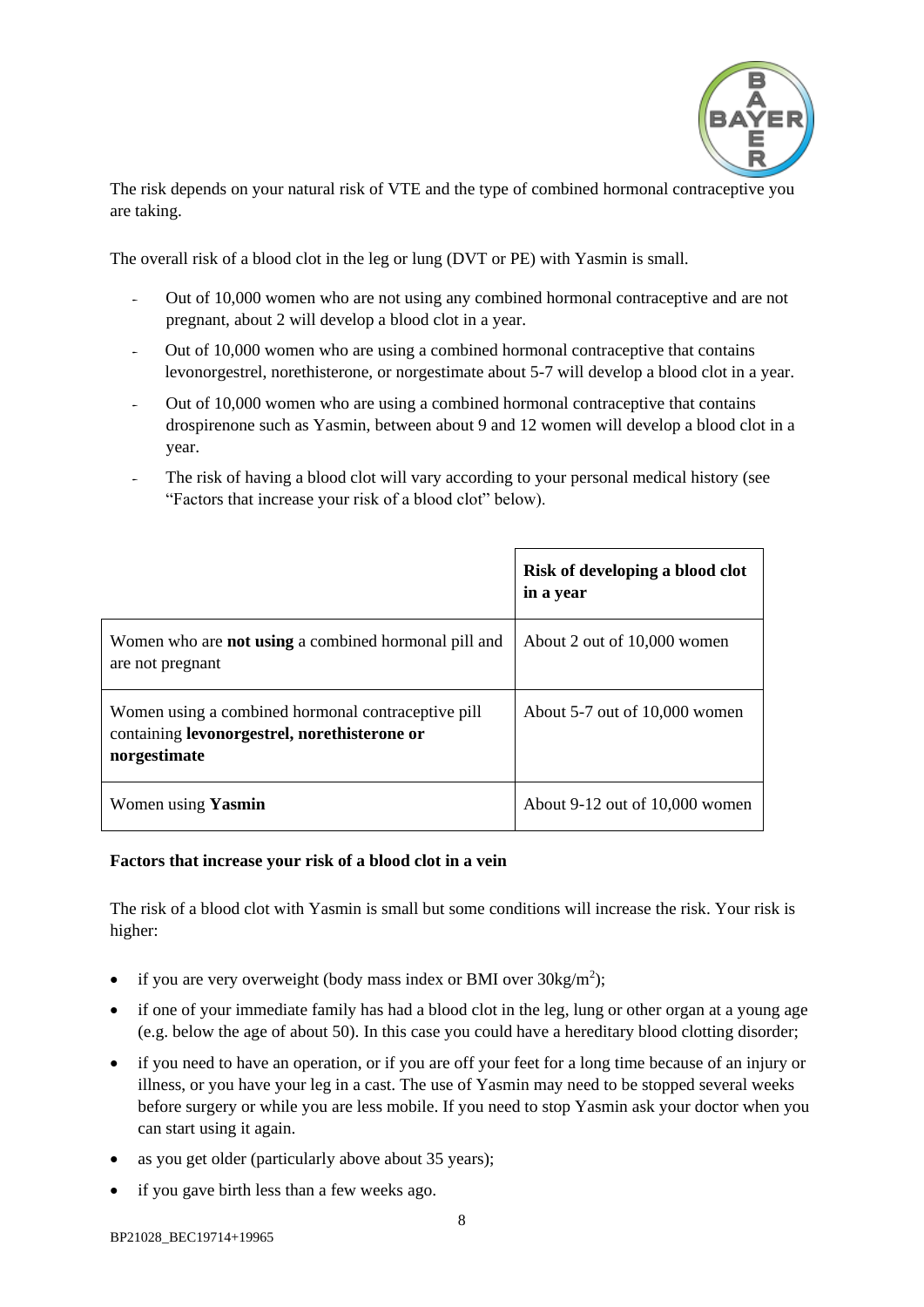The risk depends on your natural risk of VTE and the type of combined hormonal contraceptive you are taking.

The overall risk of a blood clot in the leg or lung (DVT or PE) with Yasmin is small.

- Out of 10,000 women who are not using any combined hormonal contraceptive and are not pregnant, about 2 will develop a blood clot in a year.
- Out of 10,000 women who are using a combined hormonal contraceptive that contains levonorgestrel, norethisterone, or norgestimate about 5-7 will develop a blood clot in a year.
- Out of 10,000 women who are using a combined hormonal contraceptive that contains drospirenone such as Yasmin, between about 9 and 12 women will develop a blood clot in a year.
- The risk of having a blood clot will vary according to your personal medical history (see "Factors that increase your risk of a blood clot" below).

| | **Risk of developing a blood clot in a year** |
|---|---|
| Women who are **not using** a combined hormonal pill and are not pregnant | About 2 out of 10,000 women |
| Women using a combined hormonal contraceptive pill containing **levonorgestrel, norethisterone or norgestimate** | About 5-7 out of 10,000 women |
| Women using **Yasmin** | About 9-12 out of 10,000 women |

**Factors that increase your risk of a blood clot in a vein**

The risk of a blood clot with Yasmin is small but some conditions will increase the risk. Your risk is higher:

- if you are very overweight (body mass index or BMI over $30kg/m^2$);
- if one of your immediate family has had a blood clot in the leg, lung or other organ at a young age (e.g. below the age of about 50). In this case you could have a hereditary blood clotting disorder;
- if you need to have an operation, or if you are off your feet for a long time because of an injury or illness, or you have your leg in a cast. The use of Yasmin may need to be stopped several weeks before surgery or while you are less mobile. If you need to stop Yasmin ask your doctor when you can start using it again.
- as you get older (particularly above about 35 years);
- if you gave birth less than a few weeks ago.

BP21028_BEC19714+19965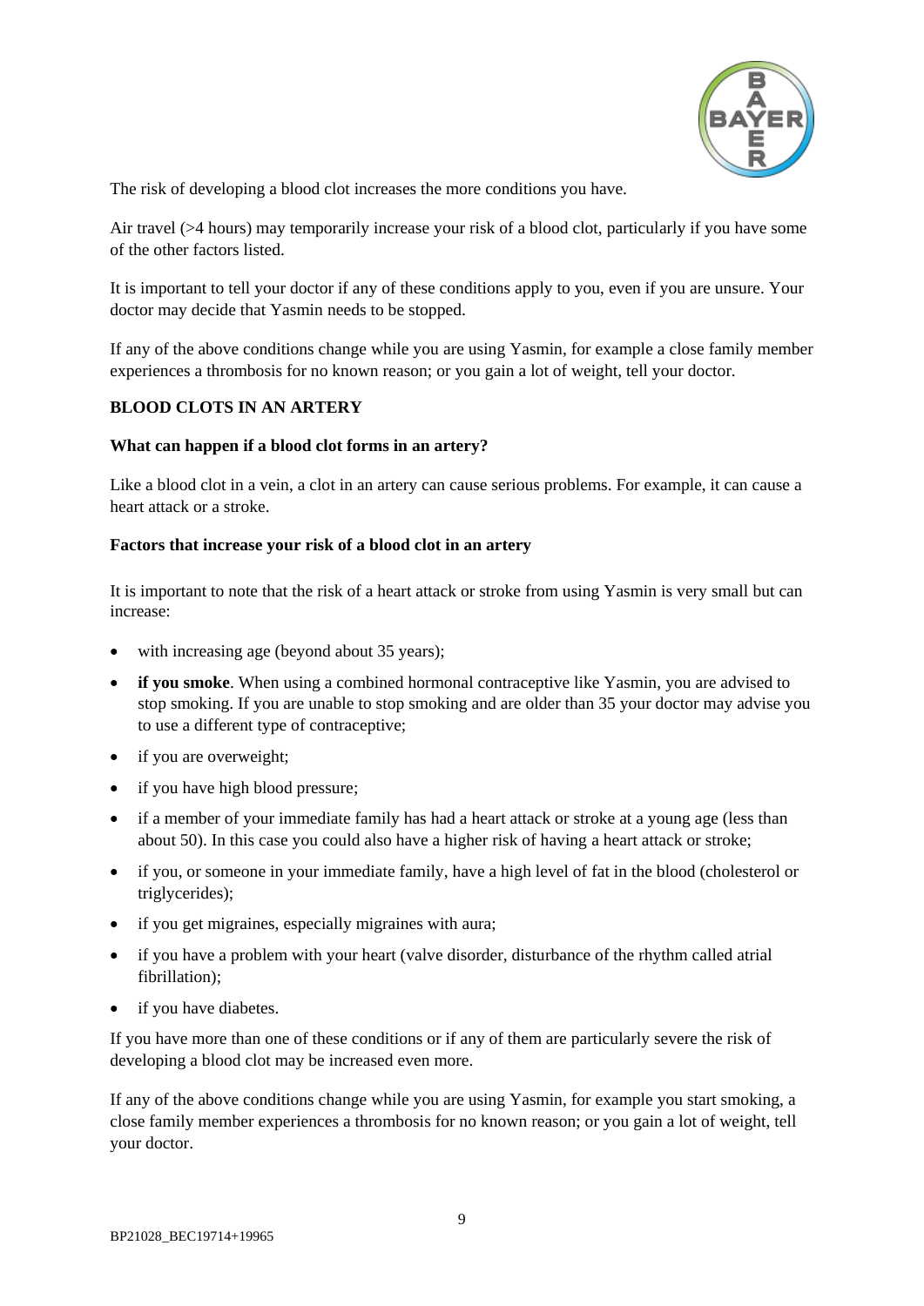The risk of developing a blood clot increases the more conditions you have.

Air travel (>4 hours) may temporarily increase your risk of a blood clot, particularly if you have some of the other factors listed.

It is important to tell your doctor if any of these conditions apply to you, even if you are unsure. Your doctor may decide that Yasmin needs to be stopped.

If any of the above conditions change while you are using Yasmin, for example a close family member experiences a thrombosis for no known reason; or you gain a lot of weight, tell your doctor.

**BLOOD CLOTS IN AN ARTERY**

**What can happen if a blood clot forms in an artery?**

Like a blood clot in a vein, a clot in an artery can cause serious problems. For example, it can cause a heart attack or a stroke.

**Factors that increase your risk of a blood clot in an artery**

It is important to note that the risk of a heart attack or stroke from using Yasmin is very small but can increase:

- with increasing age (beyond about 35 years);
- **if you smoke**. When using a combined hormonal contraceptive like Yasmin, you are advised to stop smoking. If you are unable to stop smoking and are older than 35 your doctor may advise you to use a different type of contraceptive;
- if you are overweight;
- if you have high blood pressure;
- if a member of your immediate family has had a heart attack or stroke at a young age (less than about 50). In this case you could also have a higher risk of having a heart attack or stroke;
- if you, or someone in your immediate family, have a high level of fat in the blood (cholesterol or triglycerides);
- if you get migraines, especially migraines with aura;
- if you have a problem with your heart (valve disorder, disturbance of the rhythm called atrial fibrillation);
- if you have diabetes.

If you have more than one of these conditions or if any of them are particularly severe the risk of developing a blood clot may be increased even more.

If any of the above conditions change while you are using Yasmin, for example you start smoking, a close family member experiences a thrombosis for no known reason; or you gain a lot of weight, tell your doctor.

BP21028_BEC19714+19965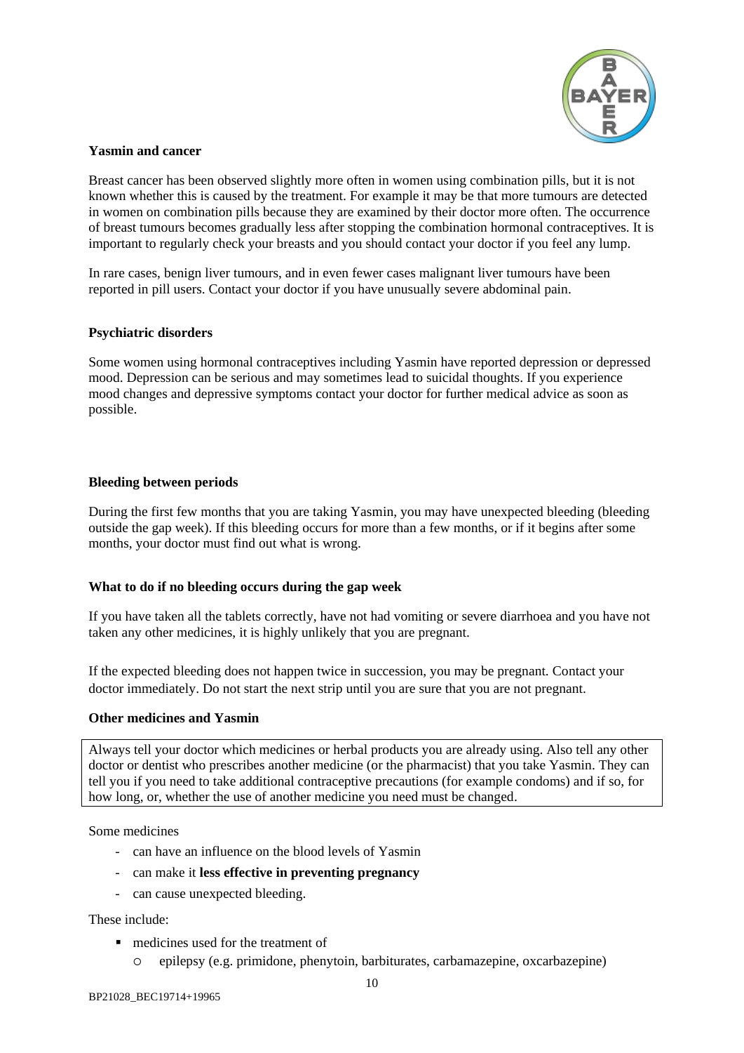**Yasmin and cancer**

Breast cancer has been observed slightly more often in women using combination pills, but it is not known whether this is caused by the treatment. For example it may be that more tumours are detected in women on combination pills because they are examined by their doctor more often. The occurrence of breast tumours becomes gradually less after stopping the combination hormonal contraceptives. It is important to regularly check your breasts and you should contact your doctor if you feel any lump.

In rare cases, benign liver tumours, and in even fewer cases malignant liver tumours have been reported in pill users. Contact your doctor if you have unusually severe abdominal pain.

**Psychiatric disorders**

Some women using hormonal contraceptives including Yasmin have reported depression or depressed mood. Depression can be serious and may sometimes lead to suicidal thoughts. If you experience mood changes and depressive symptoms contact your doctor for further medical advice as soon as possible.

**Bleeding between periods**

During the first few months that you are taking Yasmin, you may have unexpected bleeding (bleeding outside the gap week). If this bleeding occurs for more than a few months, or if it begins after some months, your doctor must find out what is wrong.

**What to do if no bleeding occurs during the gap week**

If you have taken all the tablets correctly, have not had vomiting or severe diarrhoea and you have not taken any other medicines, it is highly unlikely that you are pregnant.

If the expected bleeding does not happen twice in succession, you may be pregnant. Contact your doctor immediately. Do not start the next strip until you are sure that you are not pregnant.

**Other medicines and Yasmin**

Always tell your doctor which medicines or herbal products you are already using. Also tell any other doctor or dentist who prescribes another medicine (or the pharmacist) that you take Yasmin. They can tell you if you need to take additional contraceptive precautions (for example condoms) and if so, for how long, or, whether the use of another medicine you need must be changed.

Some medicines

- can have an influence on the blood levels of Yasmin
- can make it **less effective in preventing pregnancy**
- can cause unexpected bleeding.

These include:

- medicines used for the treatment of
  - epilepsy (e.g. primidone, phenytoin, barbiturates, carbamazepine, oxcarbazepine)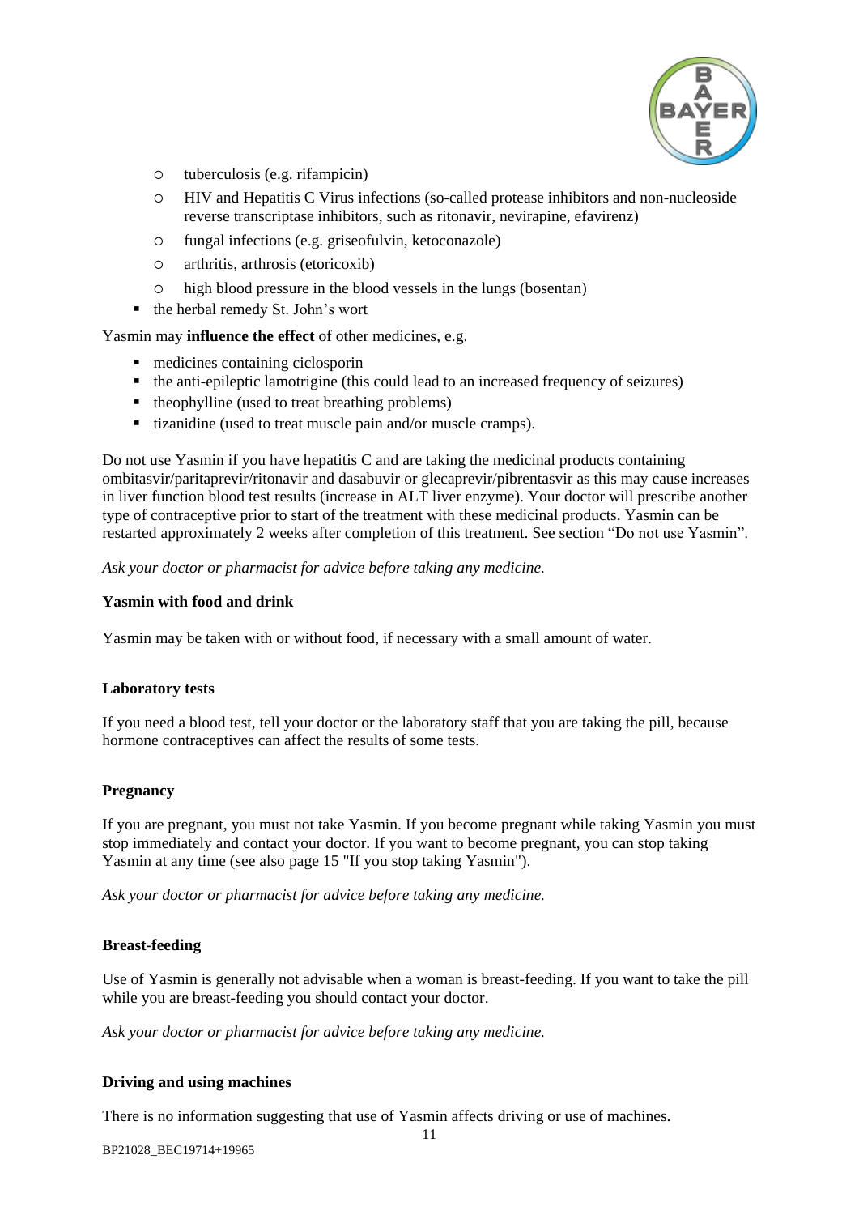- tuberculosis (e.g. rifampicin)
  - HIV and Hepatitis C Virus infections (so-called protease inhibitors and non-nucleoside reverse transcriptase inhibitors, such as ritonavir, nevirapine, efavirenz)
  - fungal infections (e.g. griseofulvin, ketoconazole)
  - arthritis, arthrosis (etoricoxib)
  - high blood pressure in the blood vessels in the lungs (bosentan)
- the herbal remedy St. John's wort

Yasmin may **influence the effect** of other medicines, e.g.

- medicines containing ciclosporin
- the anti-epileptic lamotrigine (this could lead to an increased frequency of seizures)
- theophylline (used to treat breathing problems)
- tizanidine (used to treat muscle pain and/or muscle cramps).

Do not use Yasmin if you have hepatitis C and are taking the medicinal products containing ombitasvir/paritaprevir/ritonavir and dasabuvir or glecaprevir/pibrentasvir as this may cause increases in liver function blood test results (increase in ALT liver enzyme). Your doctor will prescribe another type of contraceptive prior to start of the treatment with these medicinal products. Yasmin can be restarted approximately 2 weeks after completion of this treatment. See section "Do not use Yasmin".

*Ask your doctor or pharmacist for advice before taking any medicine.*

**Yasmin with food and drink**

Yasmin may be taken with or without food, if necessary with a small amount of water.

**Laboratory tests**

If you need a blood test, tell your doctor or the laboratory staff that you are taking the pill, because hormone contraceptives can affect the results of some tests.

**Pregnancy**

If you are pregnant, you must not take Yasmin. If you become pregnant while taking Yasmin you must stop immediately and contact your doctor. If you want to become pregnant, you can stop taking Yasmin at any time (see also page 15 "If you stop taking Yasmin").

*Ask your doctor or pharmacist for advice before taking any medicine.*

**Breast-feeding**

Use of Yasmin is generally not advisable when a woman is breast-feeding. If you want to take the pill while you are breast-feeding you should contact your doctor.

*Ask your doctor or pharmacist for advice before taking any medicine.*

**Driving and using machines**

There is no information suggesting that use of Yasmin affects driving or use of machines.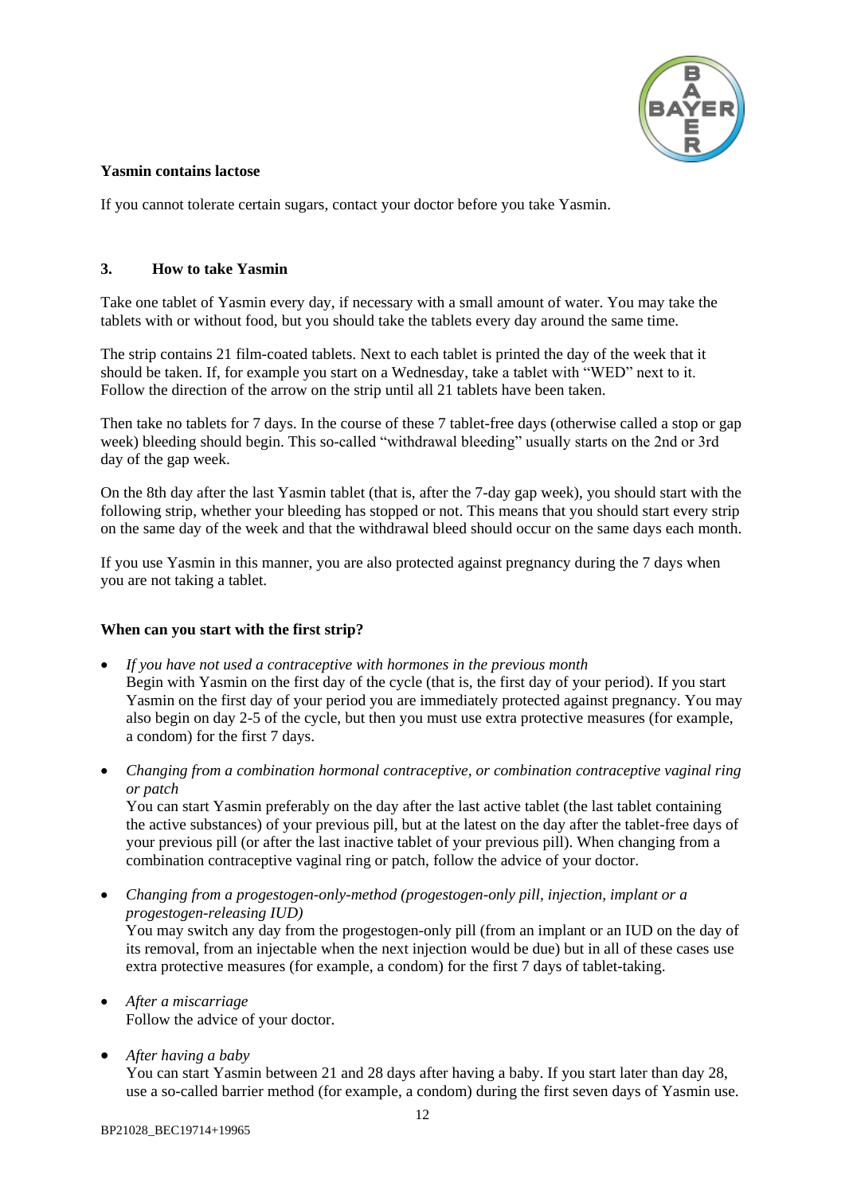**Yasmin contains lactose**

If you cannot tolerate certain sugars, contact your doctor before you take Yasmin.

## 3. How to take Yasmin

Take one tablet of Yasmin every day, if necessary with a small amount of water. You may take the tablets with or without food, but you should take the tablets every day around the same time.

The strip contains 21 film-coated tablets. Next to each tablet is printed the day of the week that it should be taken. If, for example you start on a Wednesday, take a tablet with “WED” next to it. Follow the direction of the arrow on the strip until all 21 tablets have been taken.

Then take no tablets for 7 days. In the course of these 7 tablet-free days (otherwise called a stop or gap week) bleeding should begin. This so-called “withdrawal bleeding” usually starts on the 2nd or 3rd day of the gap week.

On the 8th day after the last Yasmin tablet (that is, after the 7-day gap week), you should start with the following strip, whether your bleeding has stopped or not. This means that you should start every strip on the same day of the week and that the withdrawal bleed should occur on the same days each month.

If you use Yasmin in this manner, you are also protected against pregnancy during the 7 days when you are not taking a tablet.

**When can you start with the first strip?**

- *If you have not used a contraceptive with hormones in the previous month*
  Begin with Yasmin on the first day of the cycle (that is, the first day of your period). If you start Yasmin on the first day of your period you are immediately protected against pregnancy. You may also begin on day 2-5 of the cycle, but then you must use extra protective measures (for example, a condom) for the first 7 days.

- *Changing from a combination hormonal contraceptive, or combination contraceptive vaginal ring or patch*
  You can start Yasmin preferably on the day after the last active tablet (the last tablet containing the active substances) of your previous pill, but at the latest on the day after the tablet-free days of your previous pill (or after the last inactive tablet of your previous pill). When changing from a combination contraceptive vaginal ring or patch, follow the advice of your doctor.

- *Changing from a progestogen-only-method (progestogen-only pill, injection, implant or a progestogen-releasing IUD)*
  You may switch any day from the progestogen-only pill (from an implant or an IUD on the day of its removal, from an injectable when the next injection would be due) but in all of these cases use extra protective measures (for example, a condom) for the first 7 days of tablet-taking.

- *After a miscarriage*
  Follow the advice of your doctor.

- *After having a baby*
  You can start Yasmin between 21 and 28 days after having a baby. If you start later than day 28, use a so-called barrier method (for example, a condom) during the first seven days of Yasmin use.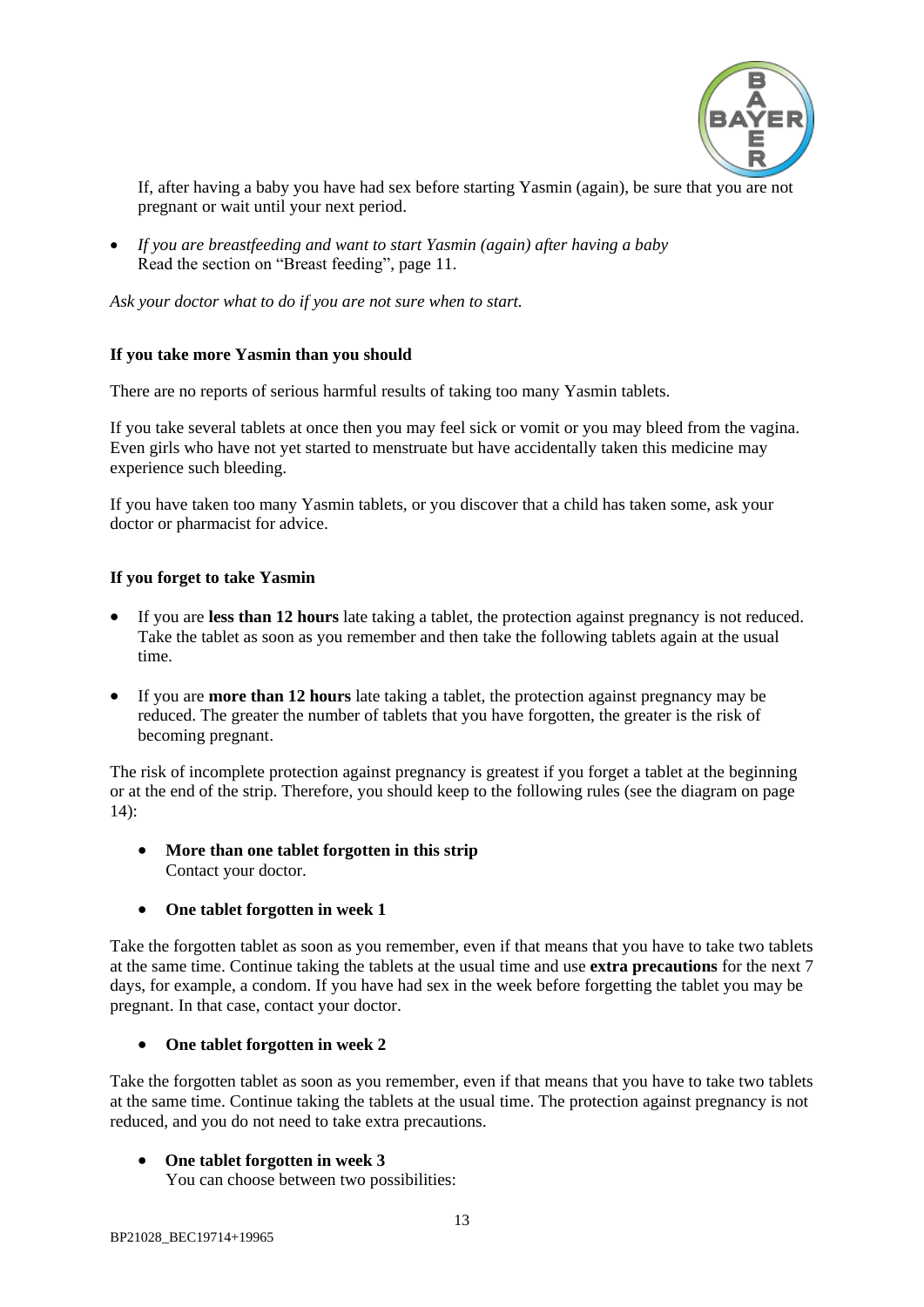If, after having a baby you have had sex before starting Yasmin (again), be sure that you are not pregnant or wait until your next period.

- *If you are breastfeeding and want to start Yasmin (again) after having a baby*
  Read the section on "Breast feeding", page 11.

*Ask your doctor what to do if you are not sure when to start.*

**If you take more Yasmin than you should**

There are no reports of serious harmful results of taking too many Yasmin tablets.

If you take several tablets at once then you may feel sick or vomit or you may bleed from the vagina. Even girls who have not yet started to menstruate but have accidentally taken this medicine may experience such bleeding.

If you have taken too many Yasmin tablets, or you discover that a child has taken some, ask your doctor or pharmacist for advice.

**If you forget to take Yasmin**

- If you are **less than 12 hours** late taking a tablet, the protection against pregnancy is not reduced. Take the tablet as soon as you remember and then take the following tablets again at the usual time.
- If you are **more than 12 hours** late taking a tablet, the protection against pregnancy may be reduced. The greater the number of tablets that you have forgotten, the greater is the risk of becoming pregnant.

The risk of incomplete protection against pregnancy is greatest if you forget a tablet at the beginning or at the end of the strip. Therefore, you should keep to the following rules (see the diagram on page 14):

- **More than one tablet forgotten in this strip**
  Contact your doctor.

- **One tablet forgotten in week 1**

Take the forgotten tablet as soon as you remember, even if that means that you have to take two tablets at the same time. Continue taking the tablets at the usual time and use **extra precautions** for the next 7 days, for example, a condom. If you have had sex in the week before forgetting the tablet you may be pregnant. In that case, contact your doctor.

- **One tablet forgotten in week 2**

Take the forgotten tablet as soon as you remember, even if that means that you have to take two tablets at the same time. Continue taking the tablets at the usual time. The protection against pregnancy is not reduced, and you do not need to take extra precautions.

- **One tablet forgotten in week 3**
  You can choose between two possibilities: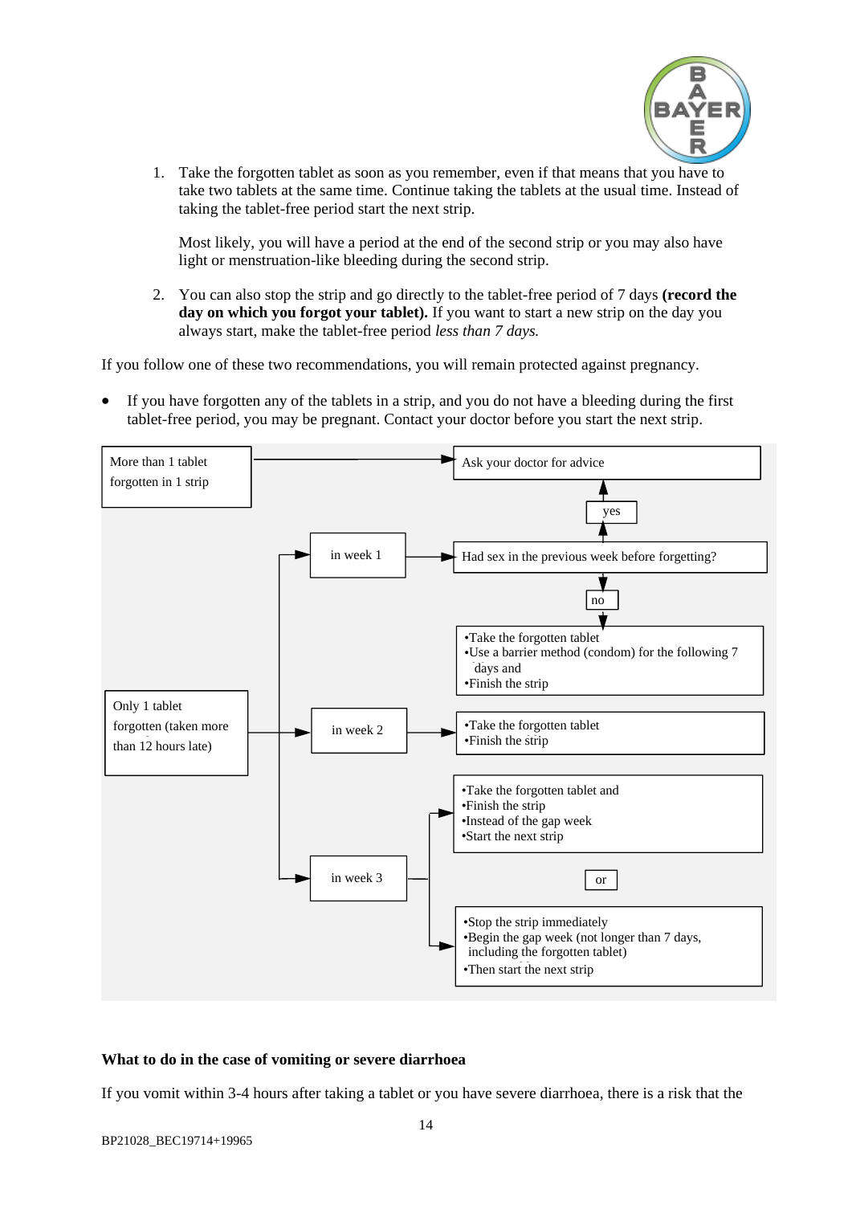1. Take the forgotten tablet as soon as you remember, even if that means that you have to take two tablets at the same time. Continue taking the tablets at the usual time. Instead of taking the tablet-free period start the next strip.

   Most likely, you will have a period at the end of the second strip or you may also have light or menstruation-like bleeding during the second strip.

2. You can also stop the strip and go directly to the tablet-free period of 7 days **(record the day on which you forgot your tablet).** If you want to start a new strip on the day you always start, make the tablet-free period *less than 7 days.*

If you follow one of these two recommendations, you will remain protected against pregnancy.

- If you have forgotten any of the tablets in a strip, and you do not have a bleeding during the first tablet-free period, you may be pregnant. Contact your doctor before you start the next strip.

More than 1 tablet forgotten in 1 strip → Ask your doctor for advice

Only 1 tablet forgotten (taken more than 12 hours late):

- in week 1 → Had sex in the previous week before forgetting?
  - yes → Ask your doctor for advice
  - no →
    - Take the forgotten tablet
    - Use a barrier method (condom) for the following 7 days and
    - Finish the strip
- in week 2 →
  - Take the forgotten tablet
  - Finish the strip
- in week 3 →
  - Take the forgotten tablet and
  - Finish the strip
  - Instead of the gap week
  - Start the next strip

  or

  - Stop the strip immediately
  - Begin the gap week (not longer than 7 days, including the forgotten tablet)
  - Then start the next strip

**What to do in the case of vomiting or severe diarrhoea**

If you vomit within 3-4 hours after taking a tablet or you have severe diarrhoea, there is a risk that the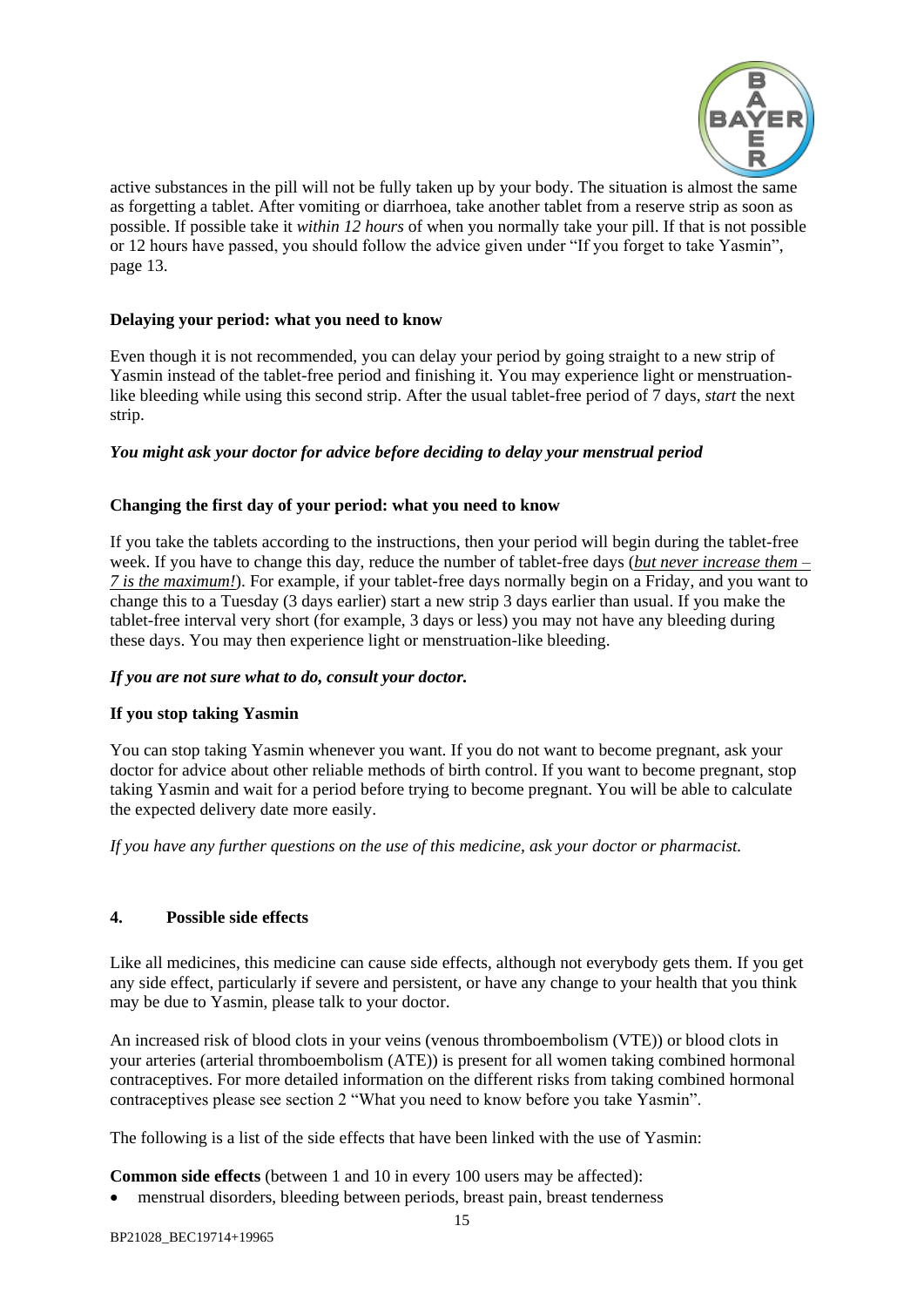active substances in the pill will not be fully taken up by your body. The situation is almost the same as forgetting a tablet. After vomiting or diarrhoea, take another tablet from a reserve strip as soon as possible. If possible take it *within 12 hours* of when you normally take your pill. If that is not possible or 12 hours have passed, you should follow the advice given under "If you forget to take Yasmin", page 13.

**Delaying your period: what you need to know**

Even though it is not recommended, you can delay your period by going straight to a new strip of Yasmin instead of the tablet-free period and finishing it. You may experience light or menstruation-like bleeding while using this second strip. After the usual tablet-free period of 7 days, *start* the next strip.

***You might ask your doctor for advice before deciding to delay your menstrual period***

**Changing the first day of your period: what you need to know**

If you take the tablets according to the instructions, then your period will begin during the tablet-free week. If you have to change this day, reduce the number of tablet-free days (*but never increase them – 7 is the maximum!*). For example, if your tablet-free days normally begin on a Friday, and you want to change this to a Tuesday (3 days earlier) start a new strip 3 days earlier than usual. If you make the tablet-free interval very short (for example, 3 days or less) you may not have any bleeding during these days. You may then experience light or menstruation-like bleeding.

***If you are not sure what to do, consult your doctor.***

**If you stop taking Yasmin**

You can stop taking Yasmin whenever you want. If you do not want to become pregnant, ask your doctor for advice about other reliable methods of birth control. If you want to become pregnant, stop taking Yasmin and wait for a period before trying to become pregnant. You will be able to calculate the expected delivery date more easily.

*If you have any further questions on the use of this medicine, ask your doctor or pharmacist.*

## 4. Possible side effects

Like all medicines, this medicine can cause side effects, although not everybody gets them. If you get any side effect, particularly if severe and persistent, or have any change to your health that you think may be due to Yasmin, please talk to your doctor.

An increased risk of blood clots in your veins (venous thromboembolism (VTE)) or blood clots in your arteries (arterial thromboembolism (ATE)) is present for all women taking combined hormonal contraceptives. For more detailed information on the different risks from taking combined hormonal contraceptives please see section 2 "What you need to know before you take Yasmin".

The following is a list of the side effects that have been linked with the use of Yasmin:

**Common side effects** (between 1 and 10 in every 100 users may be affected):

- menstrual disorders, bleeding between periods, breast pain, breast tenderness

BP21028_BEC19714+19965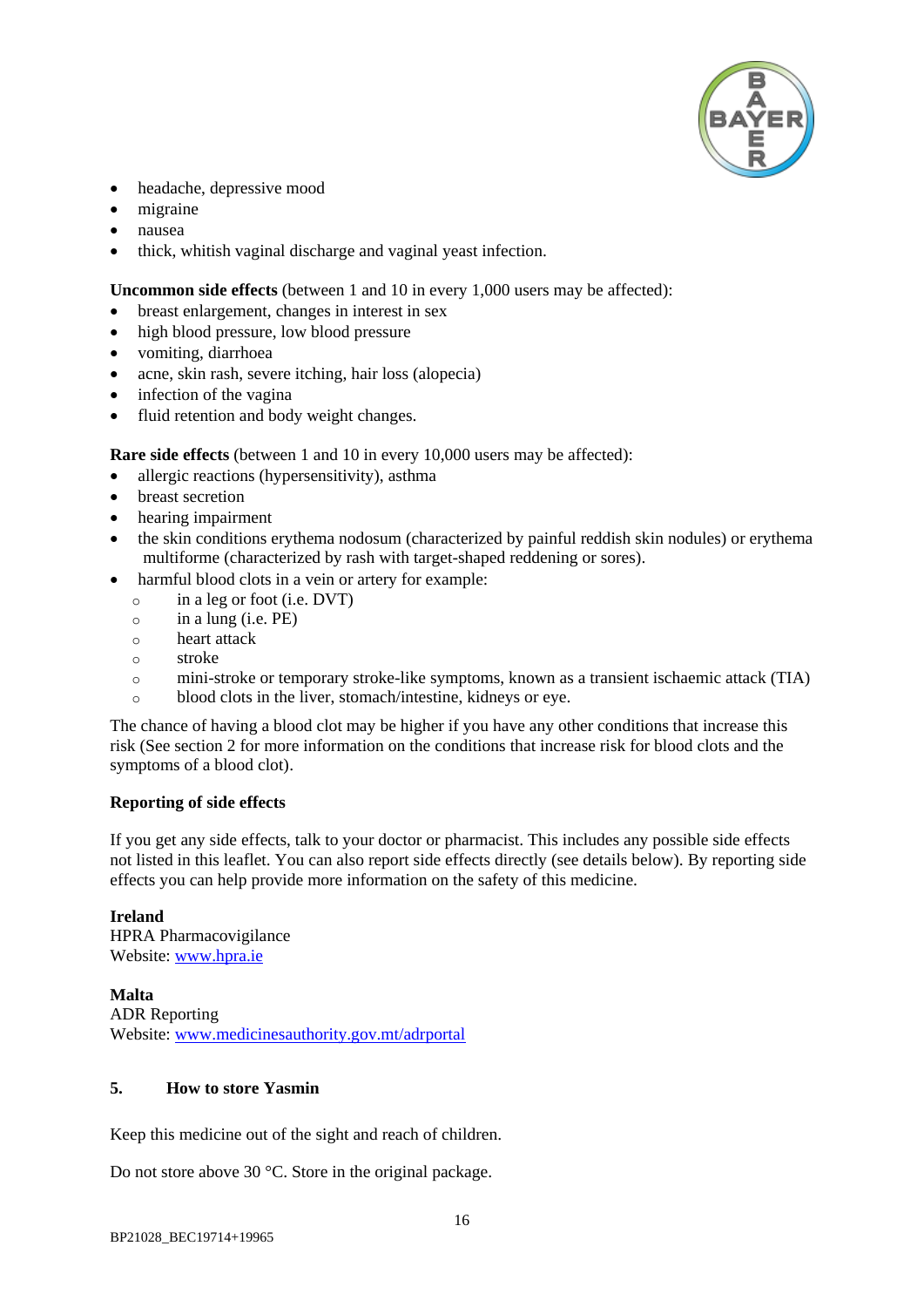- headache, depressive mood
- migraine
- nausea
- thick, whitish vaginal discharge and vaginal yeast infection.

**Uncommon side effects** (between 1 and 10 in every 1,000 users may be affected):

- breast enlargement, changes in interest in sex
- high blood pressure, low blood pressure
- vomiting, diarrhoea
- acne, skin rash, severe itching, hair loss (alopecia)
- infection of the vagina
- fluid retention and body weight changes.

**Rare side effects** (between 1 and 10 in every 10,000 users may be affected):

- allergic reactions (hypersensitivity), asthma
- breast secretion
- hearing impairment
- the skin conditions erythema nodosum (characterized by painful reddish skin nodules) or erythema multiforme (characterized by rash with target-shaped reddening or sores).
- harmful blood clots in a vein or artery for example:
  - in a leg or foot (i.e. DVT)
  - in a lung (i.e. PE)
  - heart attack
  - stroke
  - mini-stroke or temporary stroke-like symptoms, known as a transient ischaemic attack (TIA)
  - blood clots in the liver, stomach/intestine, kidneys or eye.

The chance of having a blood clot may be higher if you have any other conditions that increase this risk (See section 2 for more information on the conditions that increase risk for blood clots and the symptoms of a blood clot).

**Reporting of side effects**

If you get any side effects, talk to your doctor or pharmacist. This includes any possible side effects not listed in this leaflet. You can also report side effects directly (see details below). By reporting side effects you can help provide more information on the safety of this medicine.

**Ireland**
HPRA Pharmacovigilance
Website: www.hpra.ie

**Malta**
ADR Reporting
Website: www.medicinesauthority.gov.mt/adrportal

## 5. How to store Yasmin

Keep this medicine out of the sight and reach of children.

Do not store above 30 °C. Store in the original package.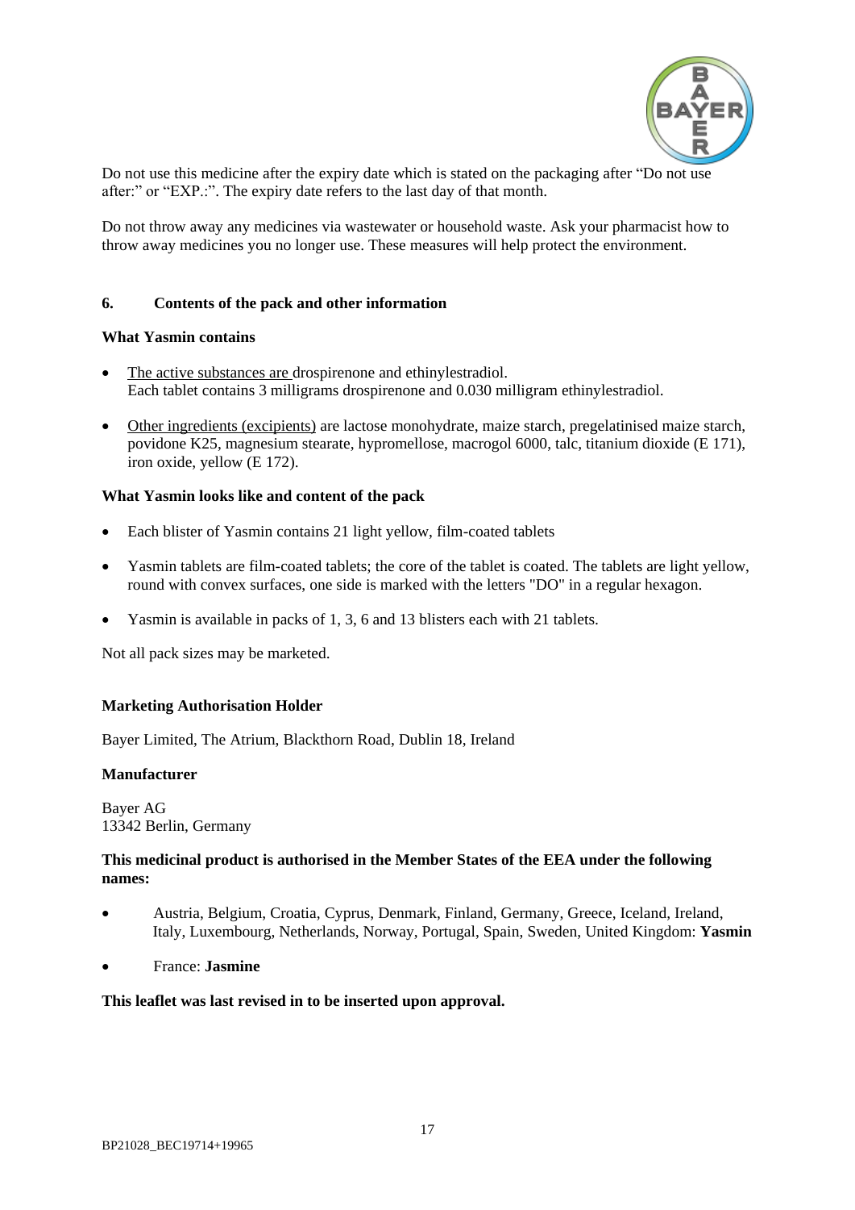Do not use this medicine after the expiry date which is stated on the packaging after "Do not use after:" or "EXP.:". The expiry date refers to the last day of that month.

Do not throw away any medicines via wastewater or household waste. Ask your pharmacist how to throw away medicines you no longer use. These measures will help protect the environment.

## 6. Contents of the pack and other information

**What Yasmin contains**

- The active substances are drospirenone and ethinylestradiol.
  Each tablet contains 3 milligrams drospirenone and 0.030 milligram ethinylestradiol.

- Other ingredients (excipients) are lactose monohydrate, maize starch, pregelatinised maize starch, povidone K25, magnesium stearate, hypromellose, macrogol 6000, talc, titanium dioxide (E 171), iron oxide, yellow (E 172).

**What Yasmin looks like and content of the pack**

- Each blister of Yasmin contains 21 light yellow, film-coated tablets
- Yasmin tablets are film-coated tablets; the core of the tablet is coated. The tablets are light yellow, round with convex surfaces, one side is marked with the letters "DO" in a regular hexagon.
- Yasmin is available in packs of 1, 3, 6 and 13 blisters each with 21 tablets.

Not all pack sizes may be marketed.

**Marketing Authorisation Holder**

Bayer Limited, The Atrium, Blackthorn Road, Dublin 18, Ireland

**Manufacturer**

Bayer AG
13342 Berlin, Germany

**This medicinal product is authorised in the Member States of the EEA under the following names:**

- Austria, Belgium, Croatia, Cyprus, Denmark, Finland, Germany, Greece, Iceland, Ireland, Italy, Luxembourg, Netherlands, Norway, Portugal, Spain, Sweden, United Kingdom: **Yasmin**
- France: **Jasmine**

**This leaflet was last revised in to be inserted upon approval.**

BP21028_BEC19714+19965